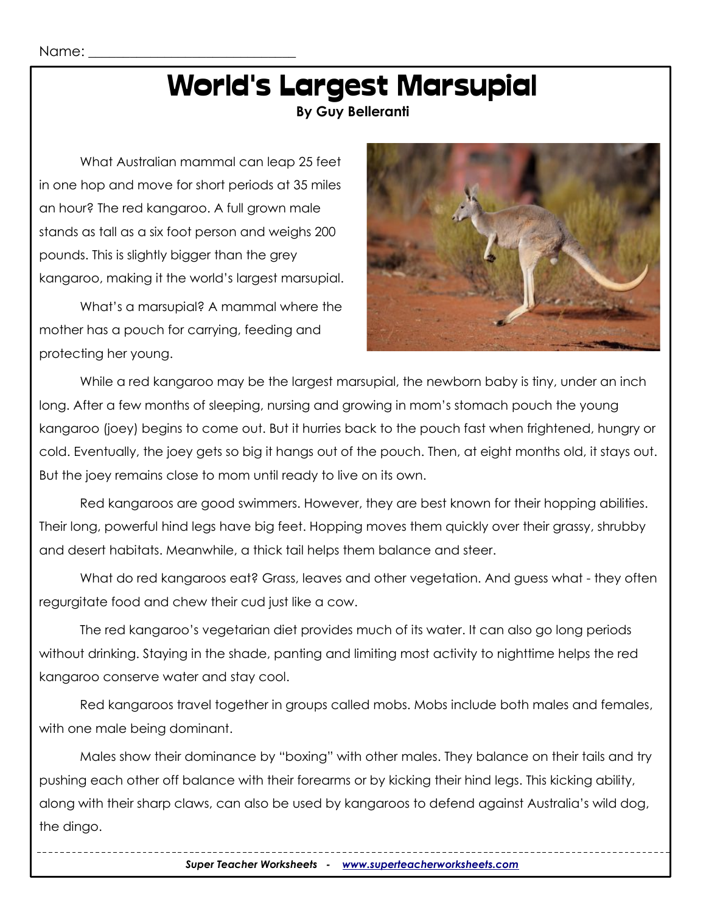Name: ______________________________

# World's Largest Marsupial

**By Guy Belleranti**

What Australian mammal can leap 25 feet in one hop and move for short periods at 35 miles an hour? The red kangaroo. A full grown male stands as tall as a six foot person and weighs 200 pounds. This is slightly bigger than the grey kangaroo, making it the world's largest marsupial.

What's a marsupial? A mammal where the mother has a pouch for carrying, feeding and protecting her young.

While a red kangaroo may be the largest marsupial, the newborn baby is tiny, under an inch long. After a few months of sleeping, nursing and growing in mom's stomach pouch the young kangaroo (joey) begins to come out. But it hurries back to the pouch fast when frightened, hungry or cold. Eventually, the joey gets so big it hangs out of the pouch. Then, at eight months old, it stays out. But the joey remains close to mom until ready to live on its own.

Red kangaroos are good swimmers. However, they are best known for their hopping abilities. Their long, powerful hind legs have big feet. Hopping moves them quickly over their grassy, shrubby and desert habitats. Meanwhile, a thick tail helps them balance and steer.

What do red kangaroos eat? Grass, leaves and other vegetation. And guess what - they often regurgitate food and chew their cud just like a cow.

The red kangaroo's vegetarian diet provides much of its water. It can also go long periods without drinking. Staying in the shade, panting and limiting most activity to nighttime helps the red kangaroo conserve water and stay cool.

Red kangaroos travel together in groups called mobs. Mobs include both males and females, with one male being dominant.

Males show their dominance by "boxing" with other males. They balance on their tails and try pushing each other off balance with their forearms or by kicking their hind legs. This kicking ability, along with their sharp claws, can also be used by kangaroos to defend against Australia's wild dog, the dingo.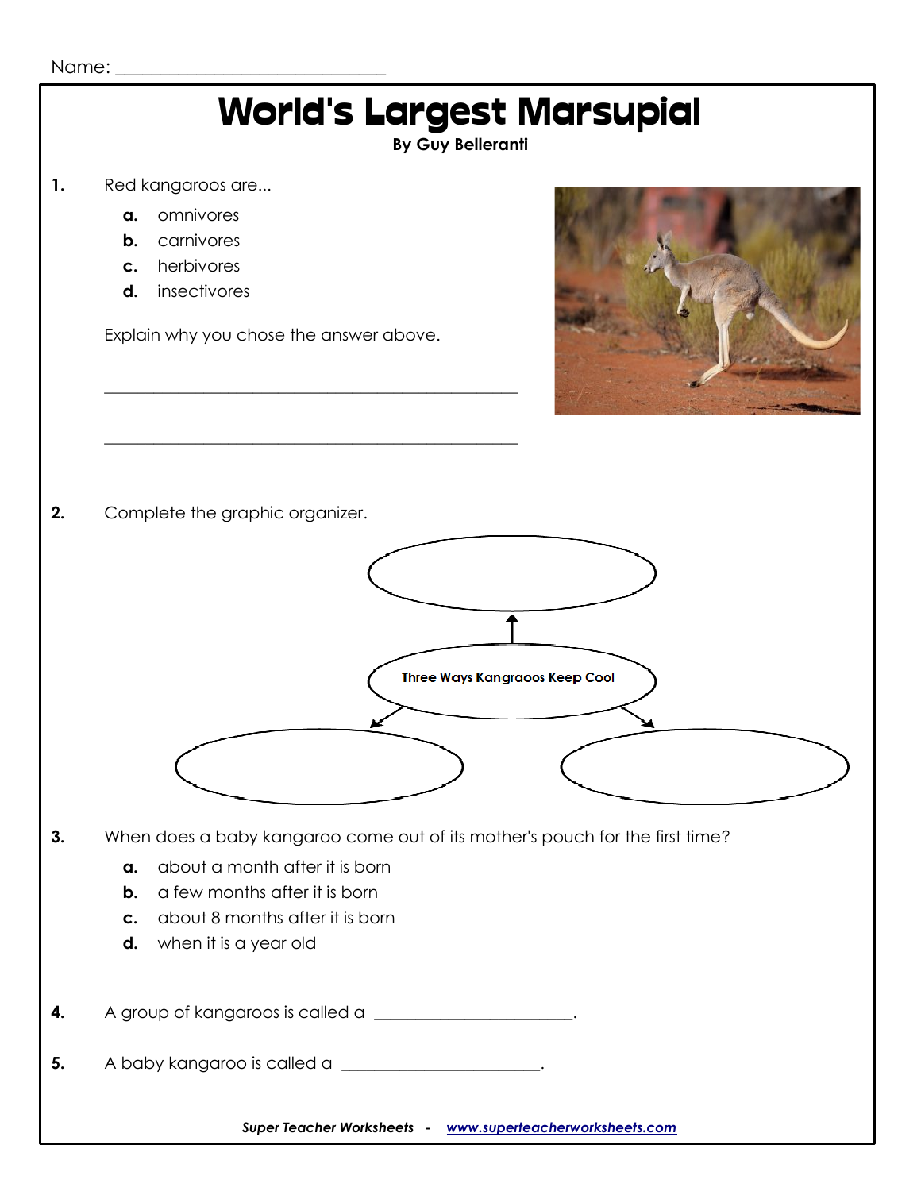Name: ___________________________

# World's Largest Marsupial

**By Guy Belleranti**

**1.** Red kangaroos are...

- **a.** omnivores
- **b.** carnivores
- **c.** herbivores
- **d.** insectivores

Explain why you chose the answer above.

_______________________________________________

_______________________________________________

**2.** Complete the graphic organizer.

Three Ways Kangraoos Keep Cool

**3.** When does a baby kangaroo come out of its mother's pouch for the first time?

- **a.** about a month after it is born
- **b.** a few months after it is born
- **c.** about 8 months after it is born
- **d.** when it is a year old

**4.** A group of kangaroos is called a ______________________.

**5.** A baby kangaroo is called a ______________________.

*Super Teacher Worksheets - www.superteacherworksheets.com*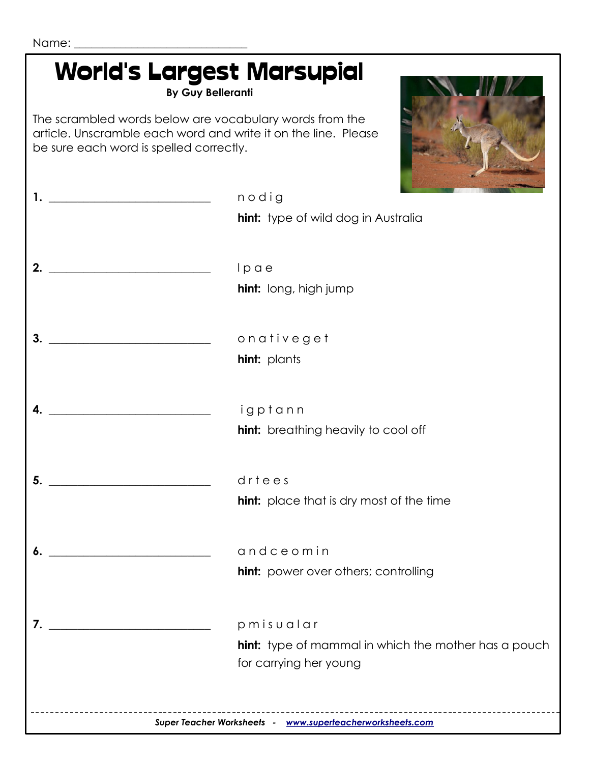Name: ______________________________

# World's Largest Marsupial

**By Guy Belleranti**

The scrambled words below are vocabulary words from the article. Unscramble each word and write it on the line. Please be sure each word is spelled correctly.

**1.** ______________________________ n o d i g

**hint:** type of wild dog in Australia

**2.** ______________________________ l p a e

**hint:** long, high jump

**3.** ______________________________ o n a t i v e g e t

**hint:** plants

**4.** ______________________________ i g p t a n n

**hint:** breathing heavily to cool off

**5.** ______________________________ d r t e e s

**hint:** place that is dry most of the time

**6.** ______________________________ a n d c e o m i n

**hint:** power over others; controlling

**7.** ______________________________ p m i s u a l a r

**hint:** type of mammal in which the mother has a pouch for carrying her young

*Super Teacher Worksheets - www.superteacherworksheets.com*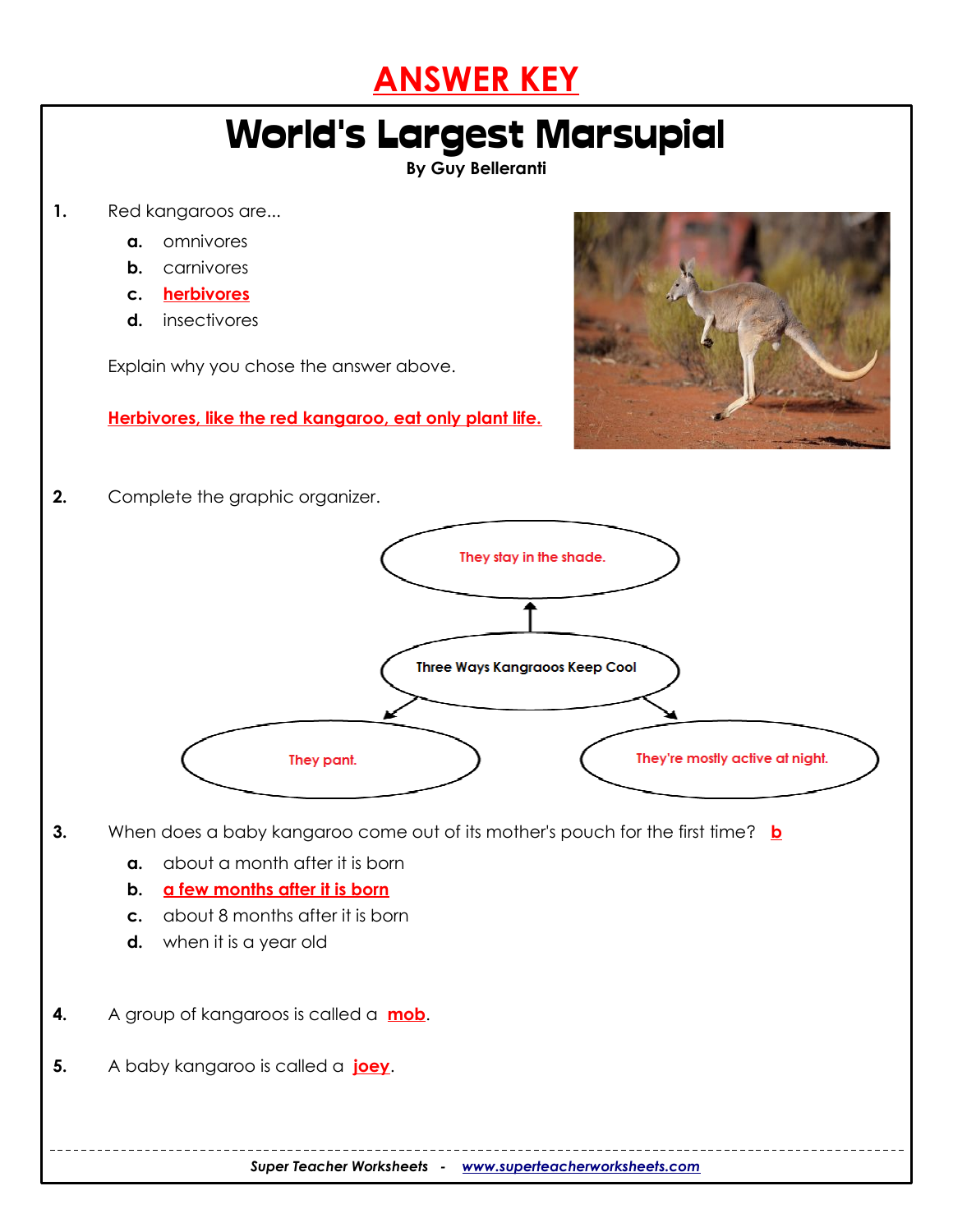# ANSWER KEY

## World's Largest Marsupial

**By Guy Belleranti**

**1.** Red kangaroos are...

- **a.** omnivores
- **b.** carnivores
- **c.** **herbivores**
- **d.** insectivores

Explain why you chose the answer above.

**Herbivores, like the red kangaroo, eat only plant life.**

**2.** Complete the graphic organizer.

**Three Ways Kangraoos Keep Cool**

- They stay in the shade.
- They pant.
- They're mostly active at night.

**3.** When does a baby kangaroo come out of its mother's pouch for the first time? **b**

- **a.** about a month after it is born
- **b.** **a few months after it is born**
- **c.** about 8 months after it is born
- **d.** when it is a year old

**4.** A group of kangaroos is called a **mob**.

**5.** A baby kangaroo is called a **joey**.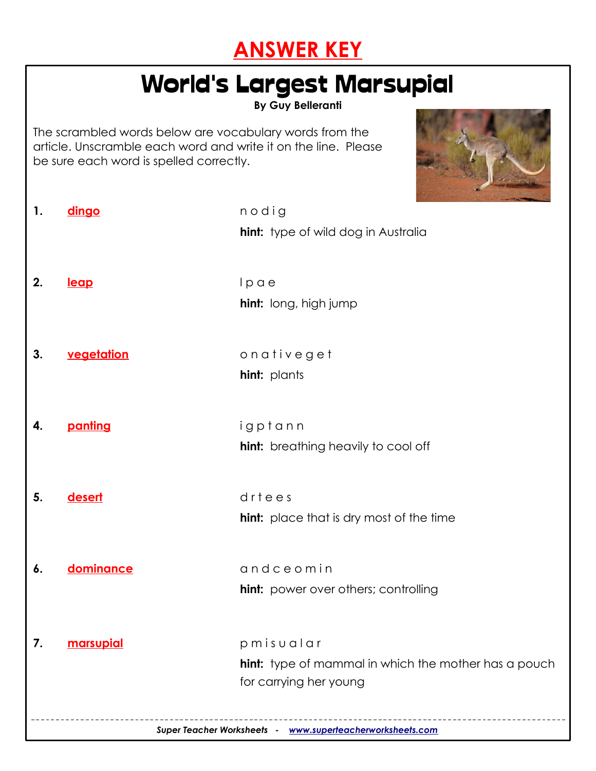# ANSWER KEY

## World's Largest Marsupial

**By Guy Belleranti**

The scrambled words below are vocabulary words from the article. Unscramble each word and write it on the line. Please be sure each word is spelled correctly.

**1.** dingo — n o d i g
**hint:** type of wild dog in Australia

**2.** leap — l p a e
**hint:** long, high jump

**3.** vegetation — o n a t i v e g e t
**hint:** plants

**4.** panting — i g p t a n n
**hint:** breathing heavily to cool off

**5.** desert — d r t e e s
**hint:** place that is dry most of the time

**6.** dominance — a n d c e o m i n
**hint:** power over others; controlling

**7.** marsupial — p m i s u a l a r
**hint:** type of mammal in which the mother has a pouch for carrying her young

*Super Teacher Worksheets - www.superteacherworksheets.com*